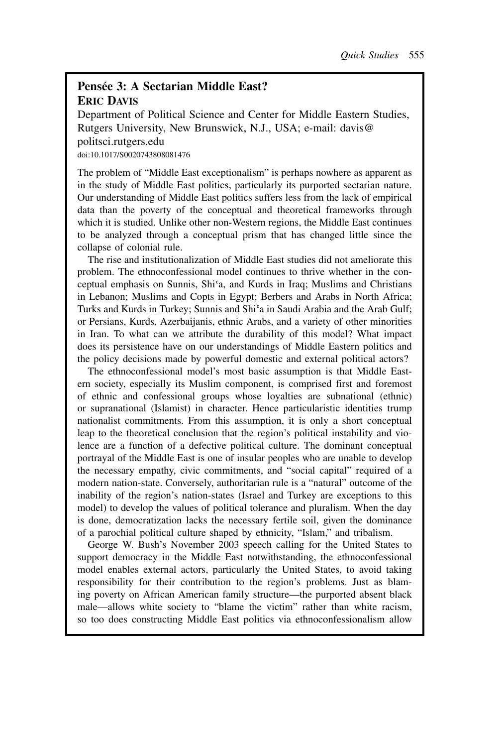## Pensée 3: A Sectarian Middle East?

**ERIC DAVIS**

Department of Political Science and Center for Middle Eastern Studies, Rutgers University, New Brunswick, N.J., USA; e-mail: davis@politsci.rutgers.edu

doi:10.1017/S0020743808081476

The problem of "Middle East exceptionalism" is perhaps nowhere as apparent as in the study of Middle East politics, particularly its purported sectarian nature. Our understanding of Middle East politics suffers less from the lack of empirical data than the poverty of the conceptual and theoretical frameworks through which it is studied. Unlike other non-Western regions, the Middle East continues to be analyzed through a conceptual prism that has changed little since the collapse of colonial rule.

The rise and institutionalization of Middle East studies did not ameliorate this problem. The ethnoconfessional model continues to thrive whether in the conceptual emphasis on Sunnis, Shiʿa, and Kurds in Iraq; Muslims and Christians in Lebanon; Muslims and Copts in Egypt; Berbers and Arabs in North Africa; Turks and Kurds in Turkey; Sunnis and Shiʿa in Saudi Arabia and the Arab Gulf; or Persians, Kurds, Azerbaijanis, ethnic Arabs, and a variety of other minorities in Iran. To what can we attribute the durability of this model? What impact does its persistence have on our understandings of Middle Eastern politics and the policy decisions made by powerful domestic and external political actors?

The ethnoconfessional model's most basic assumption is that Middle Eastern society, especially its Muslim component, is comprised first and foremost of ethnic and confessional groups whose loyalties are subnational (ethnic) or supranational (Islamist) in character. Hence particularistic identities trump nationalist commitments. From this assumption, it is only a short conceptual leap to the theoretical conclusion that the region's political instability and violence are a function of a defective political culture. The dominant conceptual portrayal of the Middle East is one of insular peoples who are unable to develop the necessary empathy, civic commitments, and "social capital" required of a modern nation-state. Conversely, authoritarian rule is a "natural" outcome of the inability of the region's nation-states (Israel and Turkey are exceptions to this model) to develop the values of political tolerance and pluralism. When the day is done, democratization lacks the necessary fertile soil, given the dominance of a parochial political culture shaped by ethnicity, "Islam," and tribalism.

George W. Bush's November 2003 speech calling for the United States to support democracy in the Middle East notwithstanding, the ethnoconfessional model enables external actors, particularly the United States, to avoid taking responsibility for their contribution to the region's problems. Just as blaming poverty on African American family structure—the purported absent black male—allows white society to "blame the victim" rather than white racism, so too does constructing Middle East politics via ethnoconfessionalism allow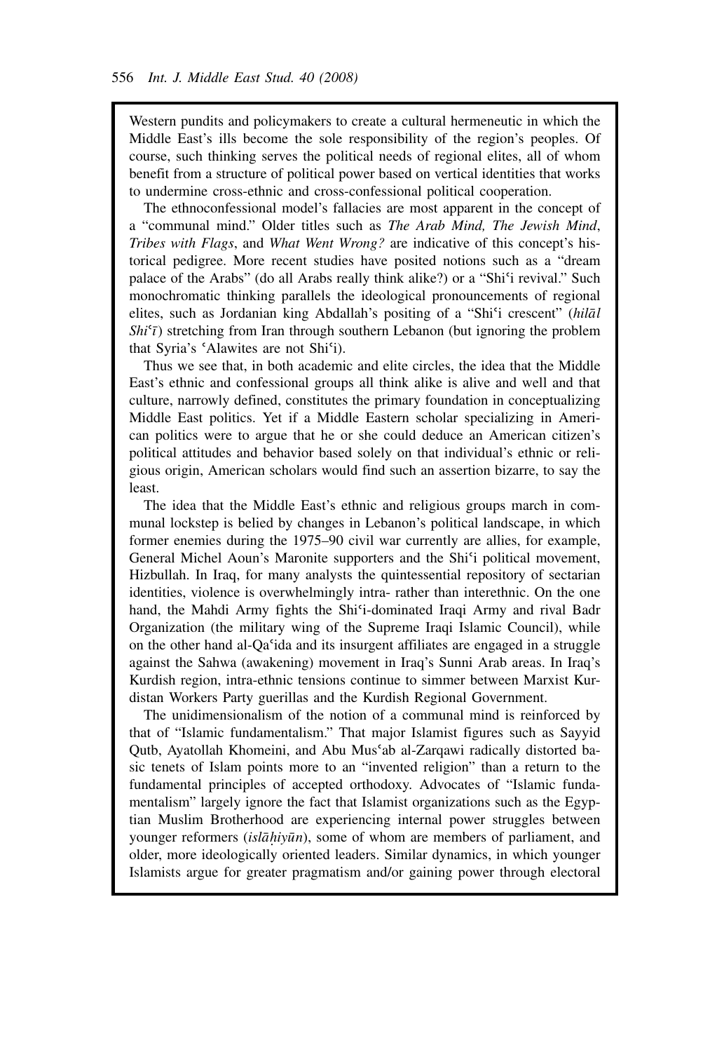Western pundits and policymakers to create a cultural hermeneutic in which the Middle East's ills become the sole responsibility of the region's peoples. Of course, such thinking serves the political needs of regional elites, all of whom benefit from a structure of political power based on vertical identities that works to undermine cross-ethnic and cross-confessional political cooperation.

The ethnoconfessional model's fallacies are most apparent in the concept of a "communal mind." Older titles such as *The Arab Mind, The Jewish Mind*, *Tribes with Flags*, and *What Went Wrong?* are indicative of this concept's historical pedigree. More recent studies have posited notions such as a "dream palace of the Arabs" (do all Arabs really think alike?) or a "Shiʿi revival." Such monochromatic thinking parallels the ideological pronouncements of regional elites, such as Jordanian king Abdallah's positing of a "Shiʿi crescent" (*hilāl Shiʿī*) stretching from Iran through southern Lebanon (but ignoring the problem that Syria's ʿAlawites are not Shiʿi).

Thus we see that, in both academic and elite circles, the idea that the Middle East's ethnic and confessional groups all think alike is alive and well and that culture, narrowly defined, constitutes the primary foundation in conceptualizing Middle East politics. Yet if a Middle Eastern scholar specializing in American politics were to argue that he or she could deduce an American citizen's political attitudes and behavior based solely on that individual's ethnic or religious origin, American scholars would find such an assertion bizarre, to say the least.

The idea that the Middle East's ethnic and religious groups march in communal lockstep is belied by changes in Lebanon's political landscape, in which former enemies during the 1975–90 civil war currently are allies, for example, General Michel Aoun's Maronite supporters and the Shiʿi political movement, Hizbullah. In Iraq, for many analysts the quintessential repository of sectarian identities, violence is overwhelmingly intra- rather than interethnic. On the one hand, the Mahdi Army fights the Shiʿi-dominated Iraqi Army and rival Badr Organization (the military wing of the Supreme Iraqi Islamic Council), while on the other hand al-Qaʿida and its insurgent affiliates are engaged in a struggle against the Sahwa (awakening) movement in Iraq's Sunni Arab areas. In Iraq's Kurdish region, intra-ethnic tensions continue to simmer between Marxist Kurdistan Workers Party guerillas and the Kurdish Regional Government.

The unidimensionalism of the notion of a communal mind is reinforced by that of "Islamic fundamentalism." That major Islamist figures such as Sayyid Qutb, Ayatollah Khomeini, and Abu Musʿab al-Zarqawi radically distorted basic tenets of Islam points more to an "invented religion" than a return to the fundamental principles of accepted orthodoxy. Advocates of "Islamic fundamentalism" largely ignore the fact that Islamist organizations such as the Egyptian Muslim Brotherhood are experiencing internal power struggles between younger reformers (*islāḥiyūn*), some of whom are members of parliament, and older, more ideologically oriented leaders. Similar dynamics, in which younger Islamists argue for greater pragmatism and/or gaining power through electoral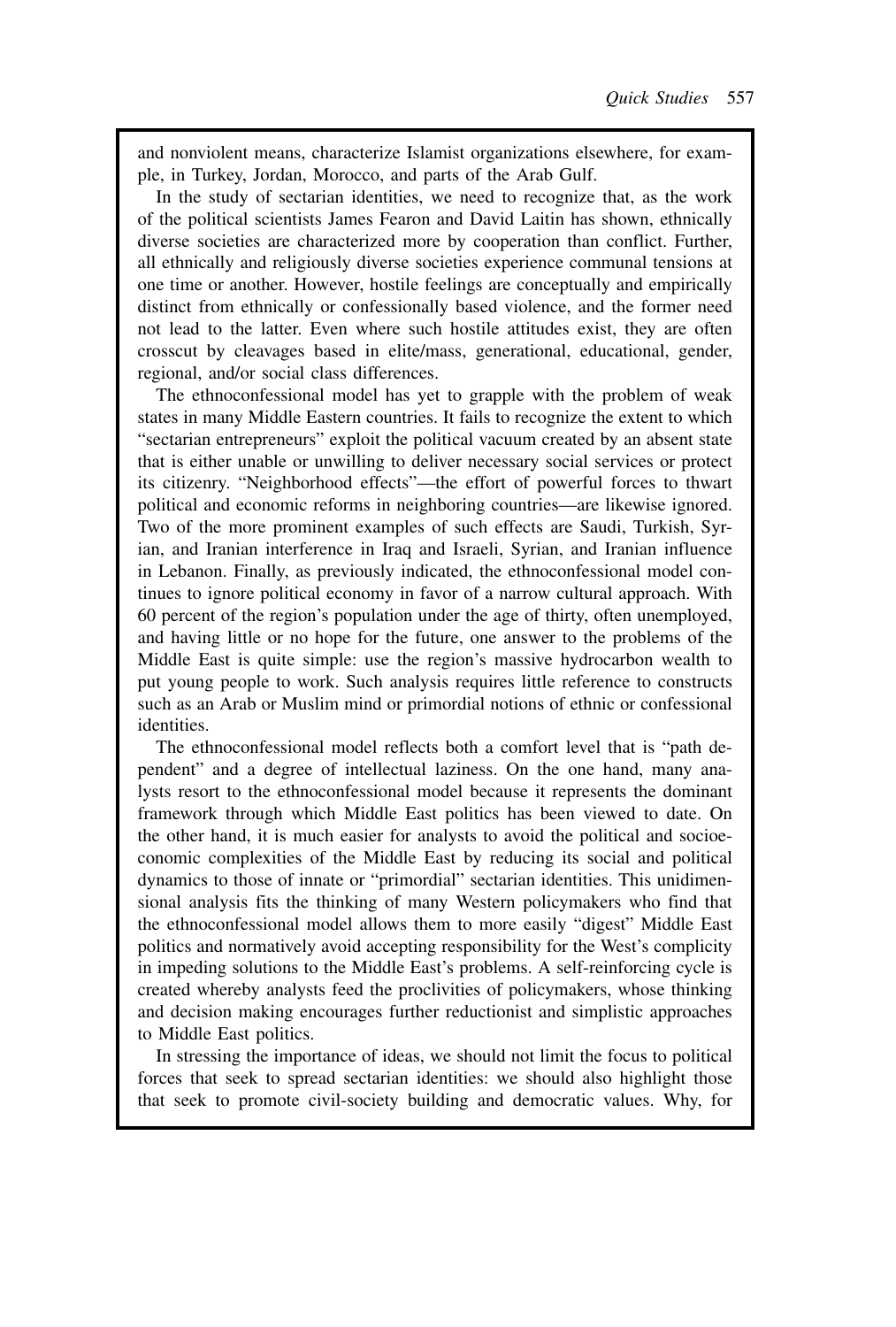and nonviolent means, characterize Islamist organizations elsewhere, for example, in Turkey, Jordan, Morocco, and parts of the Arab Gulf.

In the study of sectarian identities, we need to recognize that, as the work of the political scientists James Fearon and David Laitin has shown, ethnically diverse societies are characterized more by cooperation than conflict. Further, all ethnically and religiously diverse societies experience communal tensions at one time or another. However, hostile feelings are conceptually and empirically distinct from ethnically or confessionally based violence, and the former need not lead to the latter. Even where such hostile attitudes exist, they are often crosscut by cleavages based in elite/mass, generational, educational, gender, regional, and/or social class differences.

The ethnoconfessional model has yet to grapple with the problem of weak states in many Middle Eastern countries. It fails to recognize the extent to which "sectarian entrepreneurs" exploit the political vacuum created by an absent state that is either unable or unwilling to deliver necessary social services or protect its citizenry. "Neighborhood effects"—the effort of powerful forces to thwart political and economic reforms in neighboring countries—are likewise ignored. Two of the more prominent examples of such effects are Saudi, Turkish, Syrian, and Iranian interference in Iraq and Israeli, Syrian, and Iranian influence in Lebanon. Finally, as previously indicated, the ethnoconfessional model continues to ignore political economy in favor of a narrow cultural approach. With 60 percent of the region's population under the age of thirty, often unemployed, and having little or no hope for the future, one answer to the problems of the Middle East is quite simple: use the region's massive hydrocarbon wealth to put young people to work. Such analysis requires little reference to constructs such as an Arab or Muslim mind or primordial notions of ethnic or confessional identities.

The ethnoconfessional model reflects both a comfort level that is "path dependent" and a degree of intellectual laziness. On the one hand, many analysts resort to the ethnoconfessional model because it represents the dominant framework through which Middle East politics has been viewed to date. On the other hand, it is much easier for analysts to avoid the political and socioeconomic complexities of the Middle East by reducing its social and political dynamics to those of innate or "primordial" sectarian identities. This unidimensional analysis fits the thinking of many Western policymakers who find that the ethnoconfessional model allows them to more easily "digest" Middle East politics and normatively avoid accepting responsibility for the West's complicity in impeding solutions to the Middle East's problems. A self-reinforcing cycle is created whereby analysts feed the proclivities of policymakers, whose thinking and decision making encourages further reductionist and simplistic approaches to Middle East politics.

In stressing the importance of ideas, we should not limit the focus to political forces that seek to spread sectarian identities: we should also highlight those that seek to promote civil-society building and democratic values. Why, for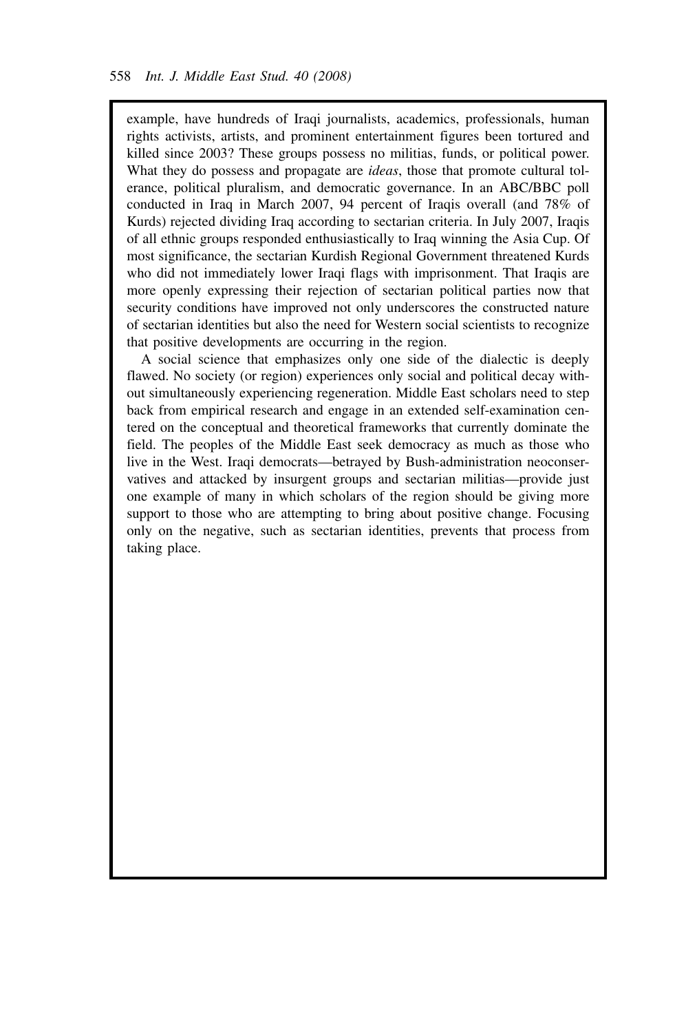example, have hundreds of Iraqi journalists, academics, professionals, human rights activists, artists, and prominent entertainment figures been tortured and killed since 2003? These groups possess no militias, funds, or political power. What they do possess and propagate are *ideas*, those that promote cultural tolerance, political pluralism, and democratic governance. In an ABC/BBC poll conducted in Iraq in March 2007, 94 percent of Iraqis overall (and 78% of Kurds) rejected dividing Iraq according to sectarian criteria. In July 2007, Iraqis of all ethnic groups responded enthusiastically to Iraq winning the Asia Cup. Of most significance, the sectarian Kurdish Regional Government threatened Kurds who did not immediately lower Iraqi flags with imprisonment. That Iraqis are more openly expressing their rejection of sectarian political parties now that security conditions have improved not only underscores the constructed nature of sectarian identities but also the need for Western social scientists to recognize that positive developments are occurring in the region.

A social science that emphasizes only one side of the dialectic is deeply flawed. No society (or region) experiences only social and political decay without simultaneously experiencing regeneration. Middle East scholars need to step back from empirical research and engage in an extended self-examination centered on the conceptual and theoretical frameworks that currently dominate the field. The peoples of the Middle East seek democracy as much as those who live in the West. Iraqi democrats—betrayed by Bush-administration neoconservatives and attacked by insurgent groups and sectarian militias—provide just one example of many in which scholars of the region should be giving more support to those who are attempting to bring about positive change. Focusing only on the negative, such as sectarian identities, prevents that process from taking place.